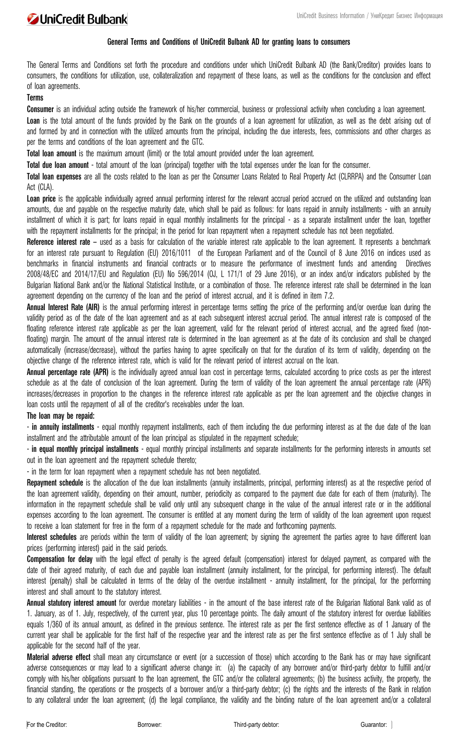## General Terms and Conditions of UniCredit Bulbank AD for granting loans to consumers

The General Terms and Conditions set forth the procedure and conditions under which UniCredit Bulbank AD (the Bank/Creditor) provides loans to consumers, the conditions for utilization, use, collateralization and repayment of these loans, as well as the conditions for the conclusion and effect of loan agreements.

**Terms**

**Consumer** is an individual acting outside the framework of his/her commercial, business or professional activity when concluding a loan agreement.

**Loan** is the total amount of the funds provided by the Bank on the grounds of a loan agreement for utilization, as well as the debt arising out of and formed by and in connection with the utilized amounts from the principal, including the due interests, fees, commissions and other charges as per the terms and conditions of the loan agreement and the GTC.

**Total loan amount** is the maximum amount (limit) or the total amount provided under the loan agreement.

**Total due loan amount** - total amount of the loan (principal) together with the total expenses under the loan for the consumer.

**Total loan expenses** are all the costs related to the loan as per the Consumer Loans Related to Real Property Act (CLRRPA) and the Consumer Loan Act (CLA).

**Loan price** is the applicable individually agreed annual performing interest for the relevant accrual period accrued on the utilized and outstanding loan amounts, due and payable on the respective maturity date, which shall be paid as follows: for loans repaid in annuity installments - with an annuity installment of which it is part; for loans repaid in equal monthly installments for the principal - as a separate installment under the loan, together with the repayment installments for the principal; in the period for loan repayment when a repayment schedule has not been negotiated.

**Reference interest rate** – used as a basis for calculation of the variable interest rate applicable to the loan agreement. It represents a benchmark for an interest rate pursuant to Regulation (EU) 2016/1011 of the European Parliament and of the Council of 8 June 2016 on indices used as benchmarks in financial instruments and financial contracts or to measure the performance of investment funds and amending Directives 2008/48/EC and 2014/17/EU and Regulation (EU) No 596/2014 (OJ, L 171/1 of 29 June 2016), or an index and/or indicators published by the Bulgarian National Bank and/or the National Statistical Institute, or a combination of those. The reference interest rate shall be determined in the loan agreement depending on the currency of the loan and the period of interest accrual, and it is defined in item 7.2.

**Annual Interest Rate (AIR)** is the annual performing interest in percentage terms setting the price of the performing and/or overdue loan during the validity period as of the date of the loan agreement and as at each subsequent interest accrual period. The annual interest rate is composed of the floating reference interest rate applicable as per the loan agreement, valid for the relevant period of interest accrual, and the agreed fixed (non-floating) margin. The amount of the annual interest rate is determined in the loan agreement as at the date of its conclusion and shall be changed automatically (increase/decrease), without the parties having to agree specifically on that for the duration of its term of validity, depending on the objective change of the reference interest rate, which is valid for the relevant period of interest accrual on the loan.

**Annual percentage rate (APR)** is the individually agreed annual loan cost in percentage terms, calculated according to price costs as per the interest schedule as at the date of conclusion of the loan agreement. During the term of validity of the loan agreement the annual percentage rate (APR) increases/decreases in proportion to the changes in the reference interest rate applicable as per the loan agreement and the objective changes in loan costs until the repayment of all of the creditor's receivables under the loan.

**The loan may be repaid:**

- **in annuity installments** - equal monthly repayment installments, each of them including the due performing interest as at the due date of the loan installment and the attributable amount of the loan principal as stipulated in the repayment schedule;
- **in equal monthly principal installments** - equal monthly principal installments and separate installments for the performing interests in amounts set out in the loan agreement and the repayment schedule thereto;
- in the term for loan repayment when a repayment schedule has not been negotiated.

**Repayment schedule** is the allocation of the due loan installments (annuity installments, principal, performing interest) as at the respective period of the loan agreement validity, depending on their amount, number, periodicity as compared to the payment due date for each of them (maturity). The information in the repayment schedule shall be valid only until any subsequent change in the value of the annual interest rate or in the additional expenses according to the loan agreement. The consumer is entitled at any moment during the term of validity of the loan agreement upon request to receive a loan statement for free in the form of a repayment schedule for the made and forthcoming payments.

**Interest schedules** are periods within the term of validity of the loan agreement; by signing the agreement the parties agree to have different loan prices (performing interest) paid in the said periods.

**Compensation for delay** with the legal effect of penalty is the agreed default (compensation) interest for delayed payment, as compared with the date of their agreed maturity, of each due and payable loan installment (annuity installment, for the principal, for performing interest). The default interest (penalty) shall be calculated in terms of the delay of the overdue installment - annuity installment, for the principal, for the performing interest and shall amount to the statutory interest.

**Annual statutory interest amount** for overdue monetary liabilities - in the amount of the base interest rate of the Bulgarian National Bank valid as of 1. January, as of 1. July, respectively, of the current year, plus 10 percentage points. The daily amount of the statutory interest for overdue liabilities equals 1/360 of its annual amount, as defined in the previous sentence. The interest rate as per the first sentence effective as of 1 January of the current year shall be applicable for the first half of the respective year and the interest rate as per the first sentence effective as of 1 July shall be applicable for the second half of the year.

**Material adverse effect** shall mean any circumstance or event (or a succession of those) which according to the Bank has or may have significant adverse consequences or may lead to a significant adverse change in: (a) the capacity of any borrower and/or third-party debtor to fulfill and/or comply with his/her obligations pursuant to the loan agreement, the GTC and/or the collateral agreements; (b) the business activity, the property, the financial standing, the operations or the prospects of a borrower and/or a third-party debtor; (c) the rights and the interests of the Bank in relation to any collateral under the loan agreement; (d) the legal compliance, the validity and the binding nature of the loan agreement and/or a collateral

For the Creditor: Borrower: Third-party debtor: Guarantor: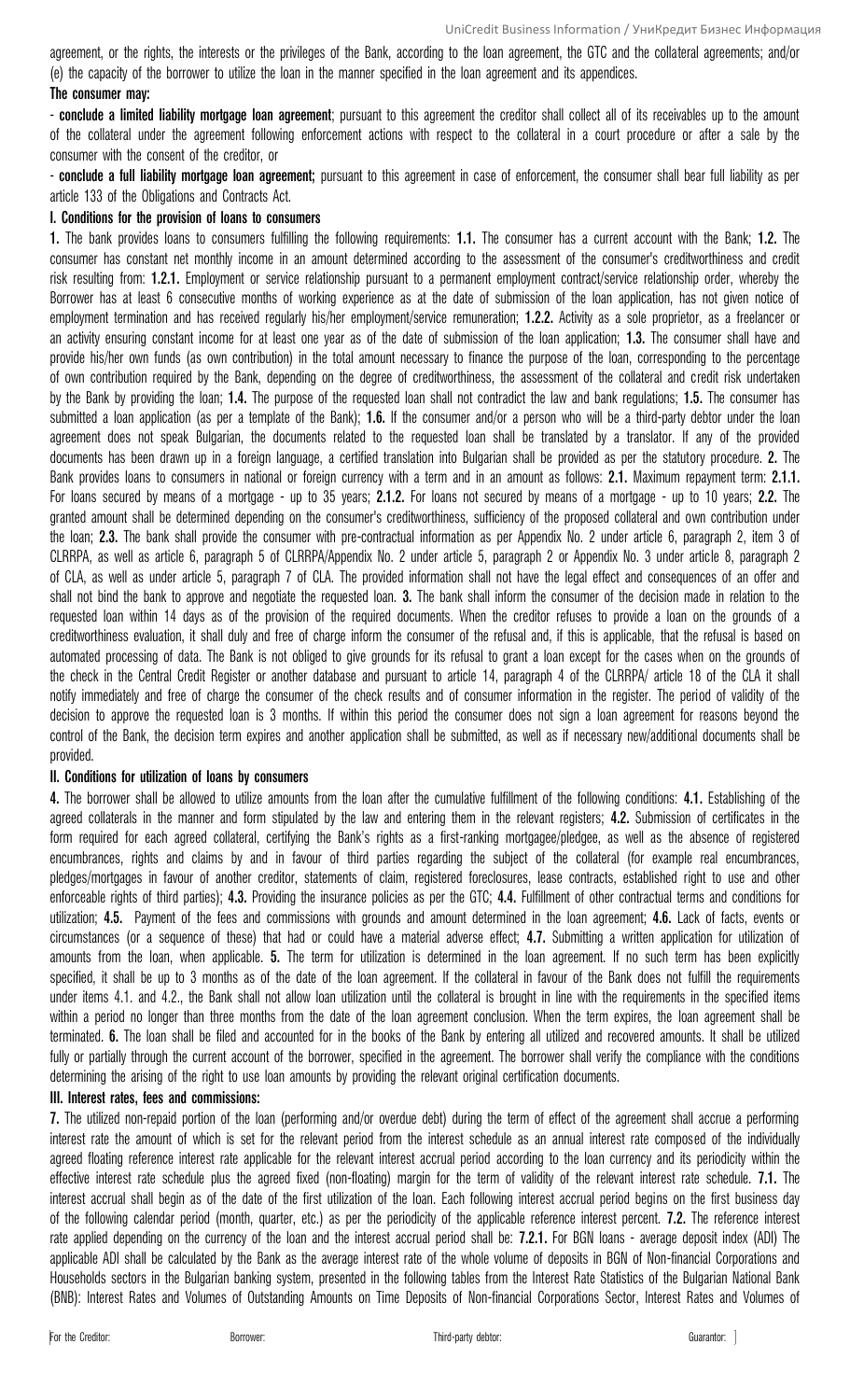agreement, or the rights, the interests or the privileges of the Bank, according to the loan agreement, the GTC and the collateral agreements; and/or (e) the capacity of the borrower to utilize the loan in the manner specified in the loan agreement and its appendices.

**The consumer may:**

- **conclude a limited liability mortgage loan agreement**; pursuant to this agreement the creditor shall collect all of its receivables up to the amount of the collateral under the agreement following enforcement actions with respect to the collateral in a court procedure or after a sale by the consumer with the consent of the creditor, or

- **conclude a full liability mortgage loan agreement;** pursuant to this agreement in case of enforcement, the consumer shall bear full liability as per article 133 of the Obligations and Contracts Act.

**I. Conditions for the provision of loans to consumers**

**1.** The bank provides loans to consumers fulfilling the following requirements: **1.1.** The consumer has a current account with the Bank; **1.2.** The consumer has constant net monthly income in an amount determined according to the assessment of the consumer's creditworthiness and credit risk resulting from: **1.2.1.** Employment or service relationship pursuant to a permanent employment contract/service relationship order, whereby the Borrower has at least 6 consecutive months of working experience as at the date of submission of the loan application, has not given notice of employment termination and has received regularly his/her employment/service remuneration; **1.2.2.** Activity as a sole proprietor, as a freelancer or an activity ensuring constant income for at least one year as of the date of submission of the loan application; **1.3.** The consumer shall have and provide his/her own funds (as own contribution) in the total amount necessary to finance the purpose of the loan, corresponding to the percentage of own contribution required by the Bank, depending on the degree of creditworthiness, the assessment of the collateral and credit risk undertaken by the Bank by providing the loan; **1.4.** The purpose of the requested loan shall not contradict the law and bank regulations; **1.5.** The consumer has submitted a loan application (as per a template of the Bank); **1.6.** If the consumer and/or a person who will be a third-party debtor under the loan agreement does not speak Bulgarian, the documents related to the requested loan shall be translated by a translator. If any of the provided documents has been drawn up in a foreign language, a certified translation into Bulgarian shall be provided as per the statutory procedure. **2.** The Bank provides loans to consumers in national or foreign currency with a term and in an amount as follows: **2.1.** Maximum repayment term: **2.1.1.** For loans secured by means of a mortgage - up to 35 years; **2.1.2.** For loans not secured by means of a mortgage - up to 10 years; **2.2.** The granted amount shall be determined depending on the consumer's creditworthiness, sufficiency of the proposed collateral and own contribution under the loan; **2.3.** The bank shall provide the consumer with pre-contractual information as per Appendix No. 2 under article 6, paragraph 2, item 3 of CLRRPA, as well as article 6, paragraph 5 of CLRRPA/Appendix No. 2 under article 5, paragraph 2 or Appendix No. 3 under article 8, paragraph 2 of CLA, as well as under article 5, paragraph 7 of CLA. The provided information shall not have the legal effect and consequences of an offer and shall not bind the bank to approve and negotiate the requested loan. **3.** The bank shall inform the consumer of the decision made in relation to the requested loan within 14 days as of the provision of the required documents. When the creditor refuses to provide a loan on the grounds of a creditworthiness evaluation, it shall duly and free of charge inform the consumer of the refusal and, if this is applicable, that the refusal is based on automated processing of data. The Bank is not obliged to give grounds for its refusal to grant a loan except for the cases when on the grounds of the check in the Central Credit Register or another database and pursuant to article 14, paragraph 4 of the CLRRPA/ article 18 of the CLA it shall notify immediately and free of charge the consumer of the check results and of consumer information in the register. The period of validity of the decision to approve the requested loan is 3 months. If within this period the consumer does not sign a loan agreement for reasons beyond the control of the Bank, the decision term expires and another application shall be submitted, as well as if necessary new/additional documents shall be provided.

**II. Conditions for utilization of loans by consumers**

**4.** The borrower shall be allowed to utilize amounts from the loan after the cumulative fulfillment of the following conditions: **4.1.** Establishing of the agreed collaterals in the manner and form stipulated by the law and entering them in the relevant registers; **4.2.** Submission of certificates in the form required for each agreed collateral, certifying the Bank's rights as a first-ranking mortgagee/pledgee, as well as the absence of registered encumbrances, rights and claims by and in favour of third parties regarding the subject of the collateral (for example real encumbrances, pledges/mortgages in favour of another creditor, statements of claim, registered foreclosures, lease contracts, established right to use and other enforceable rights of third parties); **4.3.** Providing the insurance policies as per the GTC; **4.4.** Fulfillment of other contractual terms and conditions for utilization; **4.5.** Payment of the fees and commissions with grounds and amount determined in the loan agreement; **4.6.** Lack of facts, events or circumstances (or a sequence of these) that had or could have a material adverse effect; **4.7.** Submitting a written application for utilization of amounts from the loan, when applicable. **5.** The term for utilization is determined in the loan agreement. If no such term has been explicitly specified, it shall be up to 3 months as of the date of the loan agreement. If the collateral in favour of the Bank does not fulfill the requirements under items 4.1. and 4.2., the Bank shall not allow loan utilization until the collateral is brought in line with the requirements in the specified items within a period no longer than three months from the date of the loan agreement conclusion. When the term expires, the loan agreement shall be terminated. **6.** The loan shall be filed and accounted for in the books of the Bank by entering all utilized and recovered amounts. It shall be utilized fully or partially through the current account of the borrower, specified in the agreement. The borrower shall verify the compliance with the conditions determining the arising of the right to use loan amounts by providing the relevant original certification documents.

**III. Interest rates, fees and commissions:**

**7.** The utilized non-repaid portion of the loan (performing and/or overdue debt) during the term of effect of the agreement shall accrue a performing interest rate the amount of which is set for the relevant period from the interest schedule as an annual interest rate composed of the individually agreed floating reference interest rate applicable for the relevant interest accrual period according to the loan currency and its periodicity within the effective interest rate schedule plus the agreed fixed (non-floating) margin for the term of validity of the relevant interest rate schedule. **7.1.** The interest accrual shall begin as of the date of the first utilization of the loan. Each following interest accrual period begins on the first business day of the following calendar period (month, quarter, etc.) as per the periodicity of the applicable reference interest percent. **7.2.** The reference interest rate applied depending on the currency of the loan and the interest accrual period shall be: **7.2.1.** For BGN loans - average deposit index (ADI) The applicable ADI shall be calculated by the Bank as the average interest rate of the whole volume of deposits in BGN of Non-financial Corporations and Households sectors in the Bulgarian banking system, presented in the following tables from the Interest Rate Statistics of the Bulgarian National Bank (BNB): Interest Rates and Volumes of Outstanding Amounts on Time Deposits of Non-financial Corporations Sector, Interest Rates and Volumes of

For the Creditor: Borrower: Third-party debtor: Guarantor: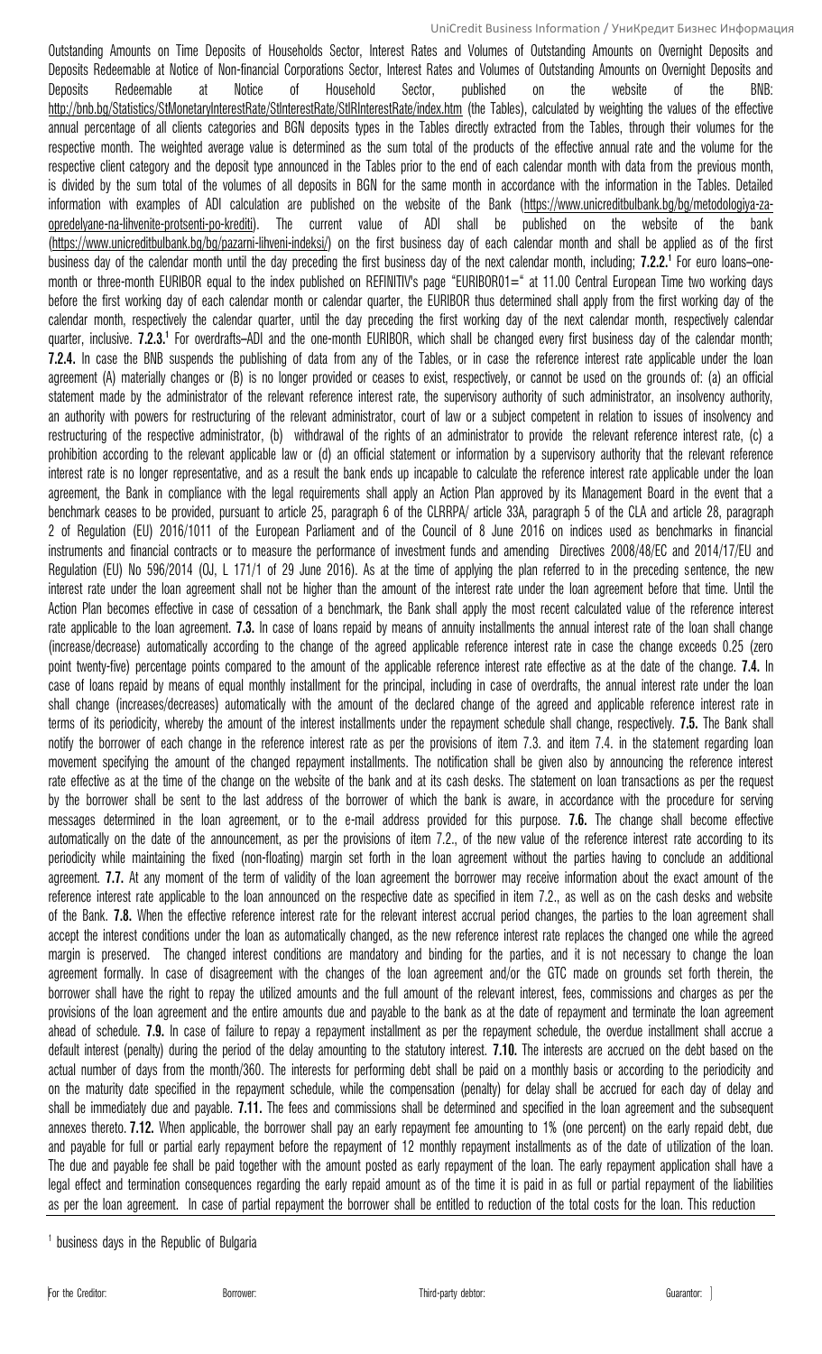Outstanding Amounts on Time Deposits of Households Sector, Interest Rates and Volumes of Outstanding Amounts on Overnight Deposits and Deposits Redeemable at Notice of Non-financial Corporations Sector, Interest Rates and Volumes of Outstanding Amounts on Overnight Deposits and Deposits Redeemable at Notice of Household Sector, published on the website of the BNB: http://bnb.bg/Statistics/StMonetaryInterestRate/StInterestRate/StIRInterestRate/index.htm (the Tables), calculated by weighting the values of the effective annual percentage of all clients categories and BGN deposits types in the Tables directly extracted from the Tables, through their volumes for the respective month. The weighted average value is determined as the sum total of the products of the effective annual rate and the volume for the respective client category and the deposit type announced in the Tables prior to the end of each calendar month with data from the previous month, is divided by the sum total of the volumes of all deposits in BGN for the same month in accordance with the information in the Tables. Detailed information with examples of ADI calculation are published on the website of the Bank (https://www.unicreditbulbank.bg/bg/metodologiya-za-opredelyane-na-lihvenite-protsenti-po-krediti). The current value of ADI shall be published on the website of the bank (https://www.unicreditbulbank.bg/bg/pazarni-lihveni-indeksi/) on the first business day of each calendar month and shall be applied as of the first business day of the calendar month until the day preceding the first business day of the next calendar month, including; **7.2.2.**[1] For euro loans–one-month or three-month EURIBOR equal to the index published on REFINITIV's page "EURIBOR01=" at 11.00 Central European Time two working days before the first working day of each calendar month or calendar quarter, the EURIBOR thus determined shall apply from the first working day of the calendar month, respectively the calendar quarter, until the day preceding the first working day of the next calendar month, respectively calendar quarter, inclusive. **7.2.3.**[1] For overdrafts–ADI and the one-month EURIBOR, which shall be changed every first business day of the calendar month; **7.2.4.** In case the BNB suspends the publishing of data from any of the Tables, or in case the reference interest rate applicable under the loan agreement (A) materially changes or (B) is no longer provided or ceases to exist, respectively, or cannot be used on the grounds of: (a) an official statement made by the administrator of the relevant reference interest rate, the supervisory authority of such administrator, an insolvency authority, an authority with powers for restructuring of the relevant administrator, court of law or a subject competent in relation to issues of insolvency and restructuring of the respective administrator, (b) withdrawal of the rights of an administrator to provide the relevant reference interest rate, (c) a prohibition according to the relevant applicable law or (d) an official statement or information by a supervisory authority that the relevant reference interest rate is no longer representative, and as a result the bank ends up incapable to calculate the reference interest rate applicable under the loan agreement, the Bank in compliance with the legal requirements shall apply an Action Plan approved by its Management Board in the event that a benchmark ceases to be provided, pursuant to article 25, paragraph 6 of the CLRRPA/ article 33A, paragraph 5 of the CLA and article 28, paragraph 2 of Regulation (EU) 2016/1011 of the European Parliament and of the Council of 8 June 2016 on indices used as benchmarks in financial instruments and financial contracts or to measure the performance of investment funds and amending Directives 2008/48/EC and 2014/17/EU and Regulation (EU) No 596/2014 (OJ, L 171/1 of 29 June 2016). As at the time of applying the plan referred to in the preceding sentence, the new interest rate under the loan agreement shall not be higher than the amount of the interest rate under the loan agreement before that time. Until the Action Plan becomes effective in case of cessation of a benchmark, the Bank shall apply the most recent calculated value of the reference interest rate applicable to the loan agreement. **7.3.** In case of loans repaid by means of annuity installments the annual interest rate of the loan shall change (increase/decrease) automatically according to the change of the agreed applicable reference interest rate in case the change exceeds 0.25 (zero point twenty-five) percentage points compared to the amount of the applicable reference interest rate effective as at the date of the change. **7.4.** In case of loans repaid by means of equal monthly installment for the principal, including in case of overdrafts, the annual interest rate under the loan shall change (increases/decreases) automatically with the amount of the declared change of the agreed and applicable reference interest rate in terms of its periodicity, whereby the amount of the interest installments under the repayment schedule shall change, respectively. **7.5.** The Bank shall notify the borrower of each change in the reference interest rate as per the provisions of item 7.3. and item 7.4. in the statement regarding loan movement specifying the amount of the changed repayment installments. The notification shall be given also by announcing the reference interest rate effective as at the time of the change on the website of the bank and at its cash desks. The statement on loan transactions as per the request by the borrower shall be sent to the last address of the borrower of which the bank is aware, in accordance with the procedure for serving messages determined in the loan agreement, or to the e-mail address provided for this purpose. **7.6.** The change shall become effective automatically on the date of the announcement, as per the provisions of item 7.2., of the new value of the reference interest rate according to its periodicity while maintaining the fixed (non-floating) margin set forth in the loan agreement without the parties having to conclude an additional agreement. **7.7.** At any moment of the term of validity of the loan agreement the borrower may receive information about the exact amount of the reference interest rate applicable to the loan announced on the respective date as specified in item 7.2., as well as on the cash desks and website of the Bank. **7.8.** When the effective reference interest rate for the relevant interest accrual period changes, the parties to the loan agreement shall accept the interest conditions under the loan as automatically changed, as the new reference interest rate replaces the changed one while the agreed margin is preserved. The changed interest conditions are mandatory and binding for the parties, and it is not necessary to change the loan agreement formally. In case of disagreement with the changes of the loan agreement and/or the GTC made on grounds set forth therein, the borrower shall have the right to repay the utilized amounts and the full amount of the relevant interest, fees, commissions and charges as per the provisions of the loan agreement and the entire amounts due and payable to the bank as at the date of repayment and terminate the loan agreement ahead of schedule. **7.9.** In case of failure to repay a repayment installment as per the repayment schedule, the overdue installment shall accrue a default interest (penalty) during the period of the delay amounting to the statutory interest. **7.10.** The interests are accrued on the debt based on the actual number of days from the month/360. The interests for performing debt shall be paid on a monthly basis or according to the periodicity and on the maturity date specified in the repayment schedule, while the compensation (penalty) for delay shall be accrued for each day of delay and shall be immediately due and payable. **7.11.** The fees and commissions shall be determined and specified in the loan agreement and the subsequent annexes thereto. **7.12.** When applicable, the borrower shall pay an early repayment fee amounting to 1% (one percent) on the early repaid debt, due and payable for full or partial early repayment before the repayment of 12 monthly repayment installments as of the date of utilization of the loan. The due and payable fee shall be paid together with the amount posted as early repayment of the loan. The early repayment application shall have a legal effect and termination consequences regarding the early repaid amount as of the time it is paid in as full or partial repayment of the liabilities as per the loan agreement. In case of partial repayment the borrower shall be entitled to reduction of the total costs for the loan. This reduction

[1] business days in the Republic of Bulgaria

For the Creditor: Borrower: Third-party debtor: Guarantor: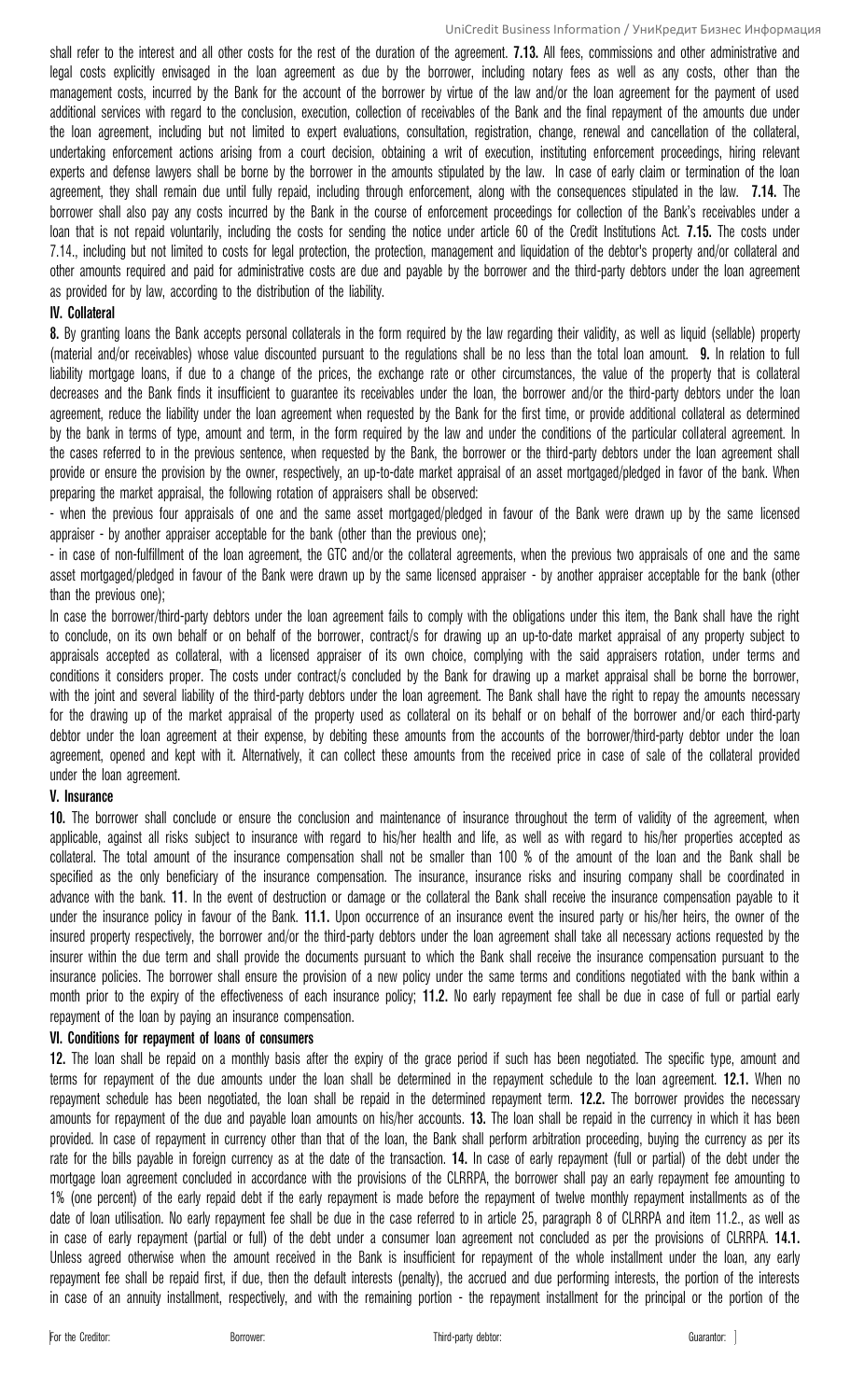shall refer to the interest and all other costs for the rest of the duration of the agreement. **7.13.** All fees, commissions and other administrative and legal costs explicitly envisaged in the loan agreement as due by the borrower, including notary fees as well as any costs, other than the management costs, incurred by the Bank for the account of the borrower by virtue of the law and/or the loan agreement for the payment of used additional services with regard to the conclusion, execution, collection of receivables of the Bank and the final repayment of the amounts due under the loan agreement, including but not limited to expert evaluations, consultation, registration, change, renewal and cancellation of the collateral, undertaking enforcement actions arising from a court decision, obtaining a writ of execution, instituting enforcement proceedings, hiring relevant experts and defense lawyers shall be borne by the borrower in the amounts stipulated by the law. In case of early claim or termination of the loan agreement, they shall remain due until fully repaid, including through enforcement, along with the consequences stipulated in the law. **7.14.** The borrower shall also pay any costs incurred by the Bank in the course of enforcement proceedings for collection of the Bank's receivables under a loan that is not repaid voluntarily, including the costs for sending the notice under article 60 of the Credit Institutions Act. **7.15.** The costs under 7.14., including but not limited to costs for legal protection, the protection, management and liquidation of the debtor's property and/or collateral and other amounts required and paid for administrative costs are due and payable by the borrower and the third-party debtors under the loan agreement as provided for by law, according to the distribution of the liability.

## IV. Collateral

**8.** By granting loans the Bank accepts personal collaterals in the form required by the law regarding their validity, as well as liquid (sellable) property (material and/or receivables) whose value discounted pursuant to the regulations shall be no less than the total loan amount. **9.** In relation to full liability mortgage loans, if due to a change of the prices, the exchange rate or other circumstances, the value of the property that is collateral decreases and the Bank finds it insufficient to guarantee its receivables under the loan, the borrower and/or the third-party debtors under the loan agreement, reduce the liability under the loan agreement when requested by the Bank for the first time, or provide additional collateral as determined by the bank in terms of type, amount and term, in the form required by the law and under the conditions of the particular collateral agreement. In the cases referred to in the previous sentence, when requested by the Bank, the borrower or the third-party debtors under the loan agreement shall provide or ensure the provision by the owner, respectively, an up-to-date market appraisal of an asset mortgaged/pledged in favor of the bank. When preparing the market appraisal, the following rotation of appraisers shall be observed:

- when the previous four appraisals of one and the same asset mortgaged/pledged in favour of the Bank were drawn up by the same licensed appraiser - by another appraiser acceptable for the bank (other than the previous one);
- in case of non-fulfillment of the loan agreement, the GTC and/or the collateral agreements, when the previous two appraisals of one and the same asset mortgaged/pledged in favour of the Bank were drawn up by the same licensed appraiser - by another appraiser acceptable for the bank (other than the previous one);

In case the borrower/third-party debtors under the loan agreement fails to comply with the obligations under this item, the Bank shall have the right to conclude, on its own behalf or on behalf of the borrower, contract/s for drawing up an up-to-date market appraisal of any property subject to appraisals accepted as collateral, with a licensed appraiser of its own choice, complying with the said appraisers rotation, under terms and conditions it considers proper. The costs under contract/s concluded by the Bank for drawing up a market appraisal shall be borne the borrower, with the joint and several liability of the third-party debtors under the loan agreement. The Bank shall have the right to repay the amounts necessary for the drawing up of the market appraisal of the property used as collateral on its behalf or on behalf of the borrower and/or each third-party debtor under the loan agreement at their expense, by debiting these amounts from the accounts of the borrower/third-party debtor under the loan agreement, opened and kept with it. Alternatively, it can collect these amounts from the received price in case of sale of the collateral provided under the loan agreement.

## V. Insurance

**10.** The borrower shall conclude or ensure the conclusion and maintenance of insurance throughout the term of validity of the agreement, when applicable, against all risks subject to insurance with regard to his/her health and life, as well as with regard to his/her properties accepted as collateral. The total amount of the insurance compensation shall not be smaller than 100 % of the amount of the loan and the Bank shall be specified as the only beneficiary of the insurance compensation. The insurance, insurance risks and insuring company shall be coordinated in advance with the bank. **11**. In the event of destruction or damage or the collateral the Bank shall receive the insurance compensation payable to it under the insurance policy in favour of the Bank. **11.1.** Upon occurrence of an insurance event the insured party or his/her heirs, the owner of the insured property respectively, the borrower and/or the third-party debtors under the loan agreement shall take all necessary actions requested by the insurer within the due term and shall provide the documents pursuant to which the Bank shall receive the insurance compensation pursuant to the insurance policies. The borrower shall ensure the provision of a new policy under the same terms and conditions negotiated with the bank within a month prior to the expiry of the effectiveness of each insurance policy; **11.2.** No early repayment fee shall be due in case of full or partial early repayment of the loan by paying an insurance compensation.

## VI. Conditions for repayment of loans of consumers

**12.** The loan shall be repaid on a monthly basis after the expiry of the grace period if such has been negotiated. The specific type, amount and terms for repayment of the due amounts under the loan shall be determined in the repayment schedule to the loan agreement. **12.1.** When no repayment schedule has been negotiated, the loan shall be repaid in the determined repayment term. **12.2.** The borrower provides the necessary amounts for repayment of the due and payable loan amounts on his/her accounts. **13.** The loan shall be repaid in the currency in which it has been provided. In case of repayment in currency other than that of the loan, the Bank shall perform arbitration proceeding, buying the currency as per its rate for the bills payable in foreign currency as at the date of the transaction. **14.** In case of early repayment (full or partial) of the debt under the mortgage loan agreement concluded in accordance with the provisions of the CLRRPA, the borrower shall pay an early repayment fee amounting to 1% (one percent) of the early repaid debt if the early repayment is made before the repayment of twelve monthly repayment installments as of the date of loan utilisation. No early repayment fee shall be due in the case referred to in article 25, paragraph 8 of CLRRPA and item 11.2., as well as in case of early repayment (partial or full) of the debt under a consumer loan agreement not concluded as per the provisions of CLRRPA. **14.1.** Unless agreed otherwise when the amount received in the Bank is insufficient for repayment of the whole installment under the loan, any early repayment fee shall be repaid first, if due, then the default interests (penalty), the accrued and due performing interests, the portion of the interests in case of an annuity installment, respectively, and with the remaining portion - the repayment installment for the principal or the portion of the

For the Creditor: Borrower: Third-party debtor: Guarantor: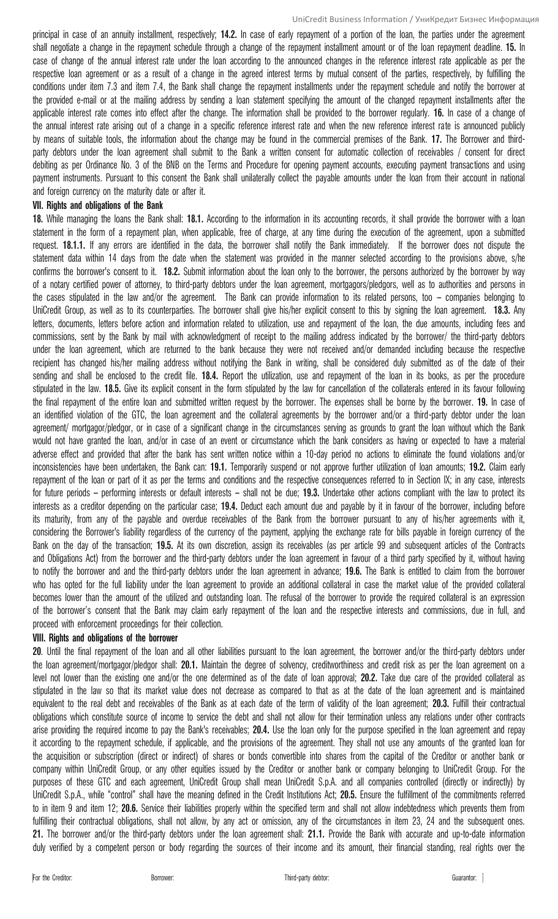principal in case of an annuity installment, respectively; **14.2.** In case of early repayment of a portion of the loan, the parties under the agreement shall negotiate a change in the repayment schedule through a change of the repayment installment amount or of the loan repayment deadline. **15.** In case of change of the annual interest rate under the loan according to the announced changes in the reference interest rate applicable as per the respective loan agreement or as a result of a change in the agreed interest terms by mutual consent of the parties, respectively, by fulfilling the conditions under item 7.3 and item 7.4, the Bank shall change the repayment installments under the repayment schedule and notify the borrower at the provided e-mail or at the mailing address by sending a loan statement specifying the amount of the changed repayment installments after the applicable interest rate comes into effect after the change. The information shall be provided to the borrower regularly. **16.** In case of a change of the annual interest rate arising out of a change in a specific reference interest rate and when the new reference interest rate is announced publicly by means of suitable tools, the information about the change may be found in the commercial premises of the Bank. **17.** The Borrower and third-party debtors under the loan agreement shall submit to the Bank a written consent for automatic collection of receivables / consent for direct debiting as per Ordinance No. 3 of the BNB on the Terms and Procedure for opening payment accounts, executing payment transactions and using payment instruments. Pursuant to this consent the Bank shall unilaterally collect the payable amounts under the loan from their account in national and foreign currency on the maturity date or after it.

## VII. Rights and obligations of the Bank

**18.** While managing the loans the Bank shall: **18.1.** According to the information in its accounting records, it shall provide the borrower with a loan statement in the form of a repayment plan, when applicable, free of charge, at any time during the execution of the agreement, upon a submitted request. **18.1.1.** If any errors are identified in the data, the borrower shall notify the Bank immediately. If the borrower does not dispute the statement data within 14 days from the date when the statement was provided in the manner selected according to the provisions above, s/he confirms the borrower's consent to it. **18.2.** Submit information about the loan only to the borrower, the persons authorized by the borrower by way of a notary certified power of attorney, to third-party debtors under the loan agreement, mortgagors/pledgors, well as to authorities and persons in the cases stipulated in the law and/or the agreement. The Bank can provide information to its related persons, too – companies belonging to UniCredit Group, as well as to its counterparties. The borrower shall give his/her explicit consent to this by signing the loan agreement. **18.3.** Any letters, documents, letters before action and information related to utilization, use and repayment of the loan, the due amounts, including fees and commissions, sent by the Bank by mail with acknowledgment of receipt to the mailing address indicated by the borrower/ the third-party debtors under the loan agreement, which are returned to the bank because they were not received and/or demanded including because the respective recipient has changed his/her mailing address without notifying the Bank in writing, shall be considered duly submitted as of the date of their sending and shall be enclosed to the credit file. **18.4.** Report the utilization, use and repayment of the loan in its books, as per the procedure stipulated in the law. **18.5.** Give its explicit consent in the form stipulated by the law for cancellation of the collaterals entered in its favour following the final repayment of the entire loan and submitted written request by the borrower. The expenses shall be borne by the borrower. **19.** In case of an identified violation of the GTC, the loan agreement and the collateral agreements by the borrower and/or a third-party debtor under the loan agreement/ mortgagor/pledgor, or in case of a significant change in the circumstances serving as grounds to grant the loan without which the Bank would not have granted the loan, and/or in case of an event or circumstance which the bank considers as having or expected to have a material adverse effect and provided that after the bank has sent written notice within a 10-day period no actions to eliminate the found violations and/or inconsistencies have been undertaken, the Bank can: **19.1.** Temporarily suspend or not approve further utilization of loan amounts; **19.2.** Claim early repayment of the loan or part of it as per the terms and conditions and the respective consequences referred to in Section IX; in any case, interests for future periods – performing interests or default interests – shall not be due; **19.3.** Undertake other actions compliant with the law to protect its interests as a creditor depending on the particular case; **19.4.** Deduct each amount due and payable by it in favour of the borrower, including before its maturity, from any of the payable and overdue receivables of the Bank from the borrower pursuant to any of his/her agreements with it, considering the Borrower's liability regardless of the currency of the payment, applying the exchange rate for bills payable in foreign currency of the Bank on the day of the transaction; **19.5.** At its own discretion, assign its receivables (as per article 99 and subsequent articles of the Contracts and Obligations Act) from the borrower and the third-party debtors under the loan agreement in favour of a third party specified by it, without having to notify the borrower and and the third-party debtors under the loan agreement in advance; **19.6.** The Bank is entitled to claim from the borrower who has opted for the full liability under the loan agreement to provide an additional collateral in case the market value of the provided collateral becomes lower than the amount of the utilized and outstanding loan. The refusal of the borrower to provide the required collateral is an expression of the borrower's consent that the Bank may claim early repayment of the loan and the respective interests and commissions, due in full, and proceed with enforcement proceedings for their collection.

## VIII. Rights and obligations of the borrower

**20**. Until the final repayment of the loan and all other liabilities pursuant to the loan agreement, the borrower and/or the third-party debtors under the loan agreement/mortgagor/pledgor shall: **20.1.** Maintain the degree of solvency, creditworthiness and credit risk as per the loan agreement on a level not lower than the existing one and/or the one determined as of the date of loan approval; **20.2.** Take due care of the provided collateral as stipulated in the law so that its market value does not decrease as compared to that as at the date of the loan agreement and is maintained equivalent to the real debt and receivables of the Bank as at each date of the term of validity of the loan agreement; **20.3.** Fulfill their contractual obligations which constitute source of income to service the debt and shall not allow for their termination unless any relations under other contracts arise providing the required income to pay the Bank's receivables; **20.4.** Use the loan only for the purpose specified in the loan agreement and repay it according to the repayment schedule, if applicable, and the provisions of the agreement. They shall not use any amounts of the granted loan for the acquisition or subscription (direct or indirect) of shares or bonds convertible into shares from the capital of the Creditor or another bank or company within UniCredit Group, or any other equities issued by the Creditor or another bank or company belonging to UniCredit Group. For the purposes of these GTC and each agreement, UniCredit Group shall mean UniCredit S.p.A. and all companies controlled (directly or indirectly) by UniCredit S.p.A., while "control" shall have the meaning defined in the Credit Institutions Act; **20.5.** Ensure the fulfillment of the commitments referred to in item 9 and item 12; **20.6.** Service their liabilities properly within the specified term and shall not allow indebtedness which prevents them from fulfilling their contractual obligations, shall not allow, by any act or omission, any of the circumstances in item 23, 24 and the subsequent ones. **21.** The borrower and/or the third-party debtors under the loan agreement shall: **21.1.** Provide the Bank with accurate and up-to-date information duly verified by a competent person or body regarding the sources of their income and its amount, their financial standing, real rights over the

For the Creditor: Borrower: Third-party debtor: Guarantor: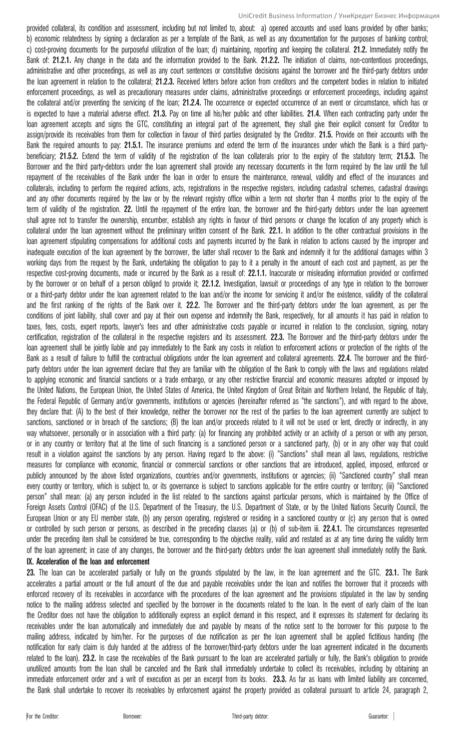provided collateral, its condition and assessment, including but not limited to, about: a) opened accounts and used loans provided by other banks; b) economic relatedness by signing a declaration as per a template of the Bank, as well as any documentation for the purposes of banking control; c) cost-proving documents for the purposeful utilization of the loan; d) maintaining, reporting and keeping the collateral. **21.2.** Immediately notify the Bank of: **21.2.1.** Any change in the data and the information provided to the Bank. **21.2.2.** The initiation of claims, non-contentious proceedings, administrative and other proceedings, as well as any court sentences or constitutive decisions against the borrower and the third-party debtors under the loan agreement in relation to the collateral; **21.2.3.** Received letters before action from creditors and the competent bodies in relation to initiated enforcement proceedings, as well as precautionary measures under claims, administrative proceedings or enforcement proceedings, including against the collateral and/or preventing the servicing of the loan; **21.2.4.** The occurrence or expected occurrence of an event or circumstance, which has or is expected to have a material adverse effect. **21.3.** Pay on time all his/her public and other liabilities. **21.4.** When each contracting party under the loan agreement accepts and signs the GTC, constituting an integral part of the agreement, they shall give their explicit consent for Creditor to assign/provide its receivables from them for collection in favour of third parties designated by the Creditor. **21.5.** Provide on their accounts with the Bank the required amounts to pay: **21.5.1.** The insurance premiums and extend the term of the insurances under which the Bank is a third party-beneficiary; **21.5.2.** Extend the term of validity of the registration of the loan collaterals prior to the expiry of the statutory term; **21.5.3.** The Borrower and the third party-debtors under the loan agreement shall provide any necessary documents in the form required by the law until the full repayment of the receivables of the Bank under the loan in order to ensure the maintenance, renewal, validity and effect of the insurances and collaterals, including to perform the required actions, acts, registrations in the respective registers, including cadastral schemes, cadastral drawings and any other documents required by the law or by the relevant registry office within a term not shorter than 4 months prior to the expiry of the term of validity of the registration. **22.** Until the repayment of the entire loan, the borrower and the third-party debtors under the loan agreement shall agree not to transfer the ownership, encumber, establish any rights in favour of third persons or change the location of any property which is collateral under the loan agreement without the preliminary written consent of the Bank. **22.1.** In addition to the other contractual provisions in the loan agreement stipulating compensations for additional costs and payments incurred by the Bank in relation to actions caused by the improper and inadequate execution of the loan agreement by the borrower, the latter shall recover to the Bank and indemnify it for the additional damages within 3 working days from the request by the Bank, undertaking the obligation to pay to it a penalty in the amount of each cost and payment, as per the respective cost-proving documents, made or incurred by the Bank as a result of: **22.1.1.** Inaccurate or misleading information provided or confirmed by the borrower or on behalf of a person obliged to provide it; **22.1.2.** Investigation, lawsuit or proceedings of any type in relation to the borrower or a third-party debtor under the loan agreement related to the loan and/or the income for servicing it and/or the existence, validity of the collateral and the first ranking of the rights of the Bank over it. **22.2.** The Borrower and the third-party debtors under the loan agreement, as per the conditions of joint liability, shall cover and pay at their own expense and indemnify the Bank, respectively, for all amounts it has paid in relation to taxes, fees, costs, expert reports, lawyer's fees and other administrative costs payable or incurred in relation to the conclusion, signing, notary certification, registration of the collateral in the respective registers and its assessment. **22.3.** The Borrower and the third-party debtors under the loan agreement shall be jointly liable and pay immediately to the Bank any costs in relation to enforcement actions or protection of the rights of the Bank as a result of failure to fulfill the contractual obligations under the loan agreement and collateral agreements. **22.4.** The borrower and the third-party debtors under the loan agreement declare that they are familiar with the obligation of the Bank to comply with the laws and regulations related to applying economic and financial sanctions or a trade embargo, or any other restrictive financial and economic measures adopted or imposed by the United Nations, the European Union, the United States of America, the United Kingdom of Great Britain and Northern Ireland, the Republic of Italy, the Federal Republic of Germany and/or governments, institutions or agencies (hereinafter referred as "the sanctions"), and with regard to the above, they declare that: (A) to the best of their knowledge, neither the borrower nor the rest of the parties to the loan agreement currently are subject to sanctions, sanctioned or in breach of the sanctions; (B) the loan and/or proceeds related to it will not be used or lent, directly or indirectly, in any way whatsoever, personally or in association with a third party: (a) for financing any prohibited activity or an activity of a person or with any person, or in any country or territory that at the time of such financing is a sanctioned person or a sanctioned party, (b) or in any other way that could result in a violation against the sanctions by any person. Having regard to the above: (i) "Sanctions" shall mean all laws, regulations, restrictive measures for compliance with economic, financial or commercial sanctions or other sanctions that are introduced, applied, imposed, enforced or publicly announced by the above listed organizations, countries and/or governments, institutions or agencies; (ii) "Sanctioned country" shall mean every country or territory, which is subject to, or its governance is subject to sanctions applicable for the entire country or territory; (iii) "Sanctioned person" shall mean: (a) any person included in the list related to the sanctions against particular persons, which is maintained by the Office of Foreign Assets Control (OFAC) of the U.S. Department of the Treasury, the U.S. Department of State, or by the United Nations Security Council, the European Union or any EU member state, (b) any person operating, registered or residing in a sanctioned country or (c) any person that is owned or controlled by such person or persons, as described in the preceding clauses (a) or (b) of sub-item iii. **22.4.1.** The circumstances represented under the preceding item shall be considered be true, corresponding to the objective reality, valid and restated as at any time during the validity term of the loan agreement; in case of any changes, the borrower and the third-party debtors under the loan agreement shall immediately notify the Bank.

## IX. Acceleration of the loan and enforcement

**23.** The loan can be accelerated partially or fully on the grounds stipulated by the law, in the loan agreement and the GTC. **23.1.** The Bank accelerates a partial amount or the full amount of the due and payable receivables under the loan and notifies the borrower that it proceeds with enforced recovery of its receivables in accordance with the procedures of the loan agreement and the provisions stipulated in the law by sending notice to the mailing address selected and specified by the borrower in the documents related to the loan. In the event of early claim of the loan the Creditor does not have the obligation to additionally express an explicit demand in this respect, and it expresses its statement for declaring its receivables under the loan automatically and immediately due and payable by means of the notice sent to the borrower for this purpose to the mailing address, indicated by him/her. For the purposes of due notification as per the loan agreement shall be applied fictitious handing (the notification for early claim is duly handed at the address of the borrower/third-party debtors under the loan agreement indicated in the documents related to the loan). **23.2.** In case the receivables of the Bank pursuant to the loan are accelerated partially or fully, the Bank's obligation to provide unutilized amounts from the loan shall be canceled and the Bank shall immediately undertake to collect its receivables, including by obtaining an immediate enforcement order and a writ of execution as per an excerpt from its books. **23.3.** As far as loans with limited liability are concerned, the Bank shall undertake to recover its receivables by enforcement against the property provided as collateral pursuant to article 24, paragraph 2,

For the Creditor: Borrower: Third-party debtor: Guarantor: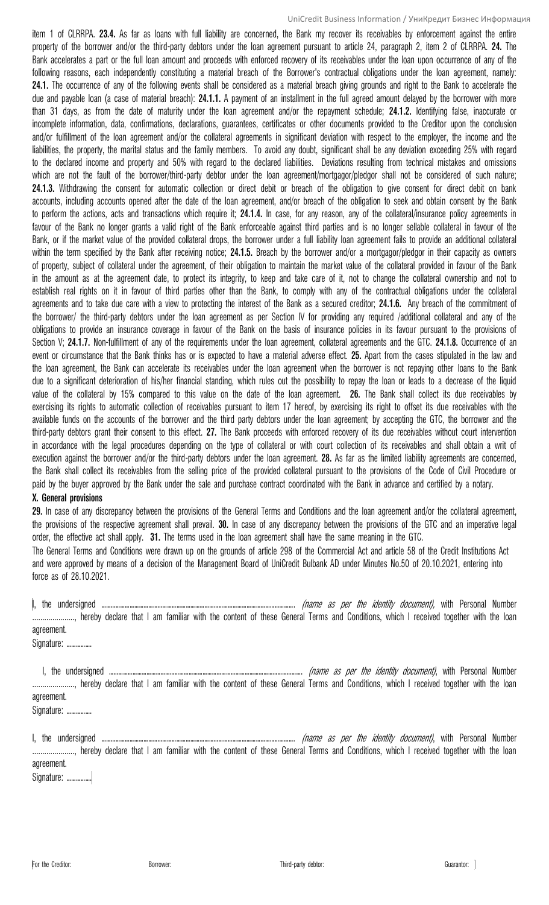item 1 of CLRRPA. **23.4.** As far as loans with full liability are concerned, the Bank my recover its receivables by enforcement against the entire property of the borrower and/or the third-party debtors under the loan agreement pursuant to article 24, paragraph 2, item 2 of CLRRPA. **24.** The Bank accelerates a part or the full loan amount and proceeds with enforced recovery of its receivables under the loan upon occurrence of any of the following reasons, each independently constituting a material breach of the Borrower's contractual obligations under the loan agreement, namely: **24.1.** The occurrence of any of the following events shall be considered as a material breach giving grounds and right to the Bank to accelerate the due and payable loan (a case of material breach): **24.1.1.** A payment of an installment in the full agreed amount delayed by the borrower with more than 31 days, as from the date of maturity under the loan agreement and/or the repayment schedule; **24.1.2.** Identifying false, inaccurate or incomplete information, data, confirmations, declarations, guarantees, certificates or other documents provided to the Creditor upon the conclusion and/or fulfillment of the loan agreement and/or the collateral agreements in significant deviation with respect to the employer, the income and the liabilities, the property, the marital status and the family members. To avoid any doubt, significant shall be any deviation exceeding 25% with regard to the declared income and property and 50% with regard to the declared liabilities. Deviations resulting from technical mistakes and omissions which are not the fault of the borrower/third-party debtor under the loan agreement/mortgagor/pledgor shall not be considered of such nature; **24.1.3.** Withdrawing the consent for automatic collection or direct debit or breach of the obligation to give consent for direct debit on bank accounts, including accounts opened after the date of the loan agreement, and/or breach of the obligation to seek and obtain consent by the Bank to perform the actions, acts and transactions which require it; **24.1.4.** In case, for any reason, any of the collateral/insurance policy agreements in favour of the Bank no longer grants a valid right of the Bank enforceable against third parties and is no longer sellable collateral in favour of the Bank, or if the market value of the provided collateral drops, the borrower under a full liability loan agreement fails to provide an additional collateral within the term specified by the Bank after receiving notice; **24.1.5.** Breach by the borrower and/or a mortgagor/pledgor in their capacity as owners of property, subject of collateral under the agreement, of their obligation to maintain the market value of the collateral provided in favour of the Bank in the amount as at the agreement date, to protect its integrity, to keep and take care of it, not to change the collateral ownership and not to establish real rights on it in favour of third parties other than the Bank, to comply with any of the contractual obligations under the collateral agreements and to take due care with a view to protecting the interest of the Bank as a secured creditor; **24.1.6.** Any breach of the commitment of the borrower/ the third-party debtors under the loan agreement as per Section IV for providing any required /additional collateral and any of the obligations to provide an insurance coverage in favour of the Bank on the basis of insurance policies in its favour pursuant to the provisions of Section V; **24.1.7.** Non-fulfillment of any of the requirements under the loan agreement, collateral agreements and the GTC. **24.1.8.** Occurrence of an event or circumstance that the Bank thinks has or is expected to have a material adverse effect. **25.** Apart from the cases stipulated in the law and the loan agreement, the Bank can accelerate its receivables under the loan agreement when the borrower is not repaying other loans to the Bank due to a significant deterioration of his/her financial standing, which rules out the possibility to repay the loan or leads to a decrease of the liquid value of the collateral by 15% compared to this value on the date of the loan agreement. **26.** The Bank shall collect its due receivables by exercising its rights to automatic collection of receivables pursuant to item 17 hereof, by exercising its right to offset its due receivables with the available funds on the accounts of the borrower and the third party debtors under the loan agreement; by accepting the GTC, the borrower and the third-party debtors grant their consent to this effect. **27.** The Bank proceeds with enforced recovery of its due receivables without court intervention in accordance with the legal procedures depending on the type of collateral or with court collection of its receivables and shall obtain a writ of execution against the borrower and/or the third-party debtors under the loan agreement. **28.** As far as the limited liability agreements are concerned, the Bank shall collect its receivables from the selling price of the provided collateral pursuant to the provisions of the Code of Civil Procedure or paid by the buyer approved by the Bank under the sale and purchase contract coordinated with the Bank in advance and certified by a notary.

## X. General provisions

**29.** In case of any discrepancy between the provisions of the General Terms and Conditions and the loan agreement and/or the collateral agreement, the provisions of the respective agreement shall prevail. **30.** In case of any discrepancy between the provisions of the GTC and an imperative legal order, the effective act shall apply. **31.** The terms used in the loan agreement shall have the same meaning in the GTC.

The General Terms and Conditions were drawn up on the grounds of article 298 of the Commercial Act and article 58 of the Credit Institutions Act and were approved by means of a decision of the Management Board of UniCredit Bulbank AD under Minutes No.50 of 20.10.2021, entering into force as of 28.10.2021.

I, the undersigned .................................................................................................................... *(name as per the identity document)*, with Personal Number ...................., hereby declare that I am familiar with the content of these General Terms and Conditions, which I received together with the loan agreement.

Signature: ...............

I, the undersigned .................................................................................................................... *(name as per the identity document)*, with Personal Number ...................., hereby declare that I am familiar with the content of these General Terms and Conditions, which I received together with the loan agreement.

Signature: ...............

I, the undersigned .................................................................................................................... *(name as per the identity document)*, with Personal Number ...................., hereby declare that I am familiar with the content of these General Terms and Conditions, which I received together with the loan agreement.

Signature: ...............

For the Creditor: Borrower: Third-party debtor: Guarantor: